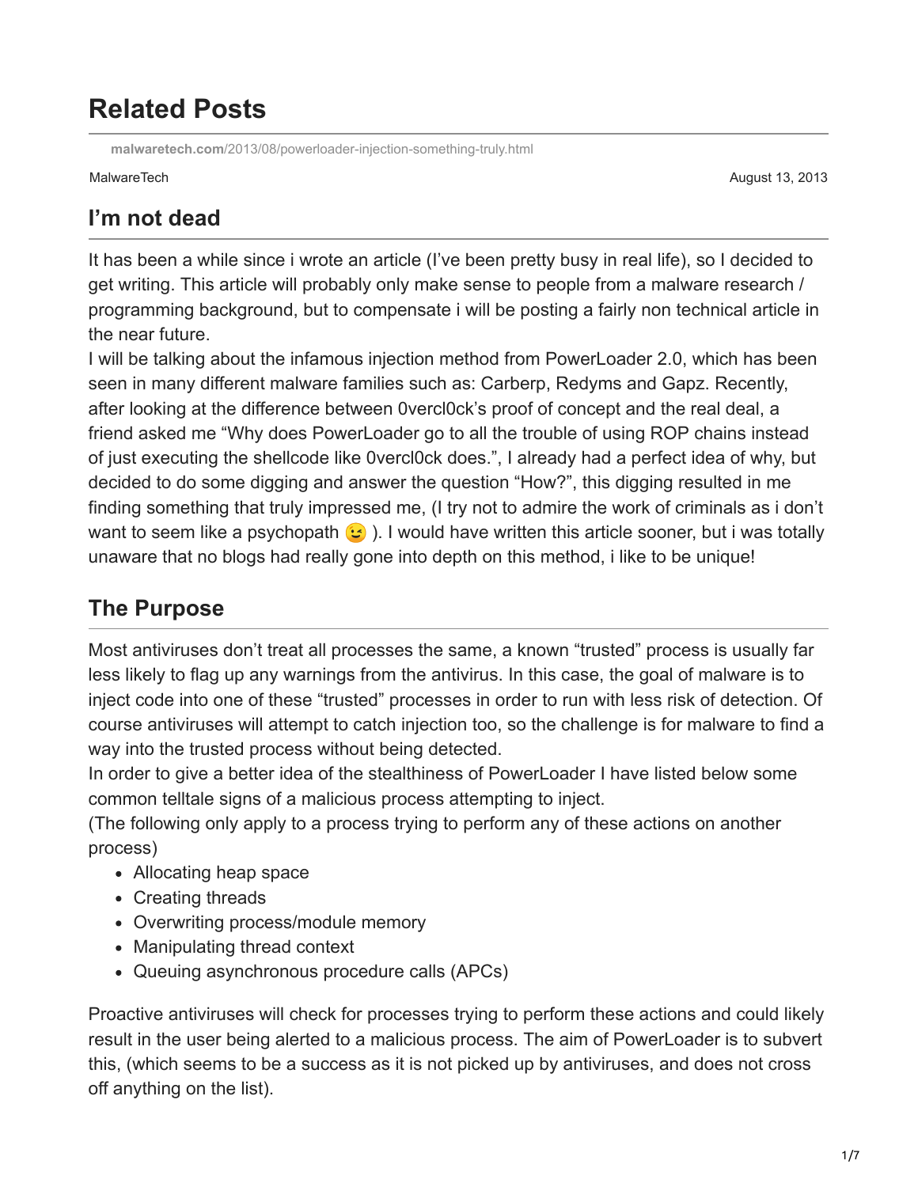# Related Posts

malwaretech.com/2013/08/powerloader-injection-something-truly.html

MalwareTech

August 13, 2013

## I'm not dead

It has been a while since i wrote an article (I've been pretty busy in real life), so I decided to get writing. This article will probably only make sense to people from a malware research / programming background, but to compensate i will be posting a fairly non technical article in the near future.

I will be talking about the infamous injection method from PowerLoader 2.0, which has been seen in many different malware families such as: Carberp, Redyms and Gapz. Recently, after looking at the difference between 0vercl0ck's proof of concept and the real deal, a friend asked me "Why does PowerLoader go to all the trouble of using ROP chains instead of just executing the shellcode like 0vercl0ck does.", I already had a perfect idea of why, but decided to do some digging and answer the question "How?", this digging resulted in me finding something that truly impressed me, (I try not to admire the work of criminals as i don't want to seem like a psychopath 😉 ). I would have written this article sooner, but i was totally unaware that no blogs had really gone into depth on this method, i like to be unique!

## The Purpose

Most antiviruses don't treat all processes the same, a known "trusted" process is usually far less likely to flag up any warnings from the antivirus. In this case, the goal of malware is to inject code into one of these "trusted" processes in order to run with less risk of detection. Of course antiviruses will attempt to catch injection too, so the challenge is for malware to find a way into the trusted process without being detected.

In order to give a better idea of the stealthiness of PowerLoader I have listed below some common telltale signs of a malicious process attempting to inject.

(The following only apply to a process trying to perform any of these actions on another process)

- Allocating heap space
- Creating threads
- Overwriting process/module memory
- Manipulating thread context
- Queuing asynchronous procedure calls (APCs)

Proactive antiviruses will check for processes trying to perform these actions and could likely result in the user being alerted to a malicious process. The aim of PowerLoader is to subvert this, (which seems to be a success as it is not picked up by antiviruses, and does not cross off anything on the list).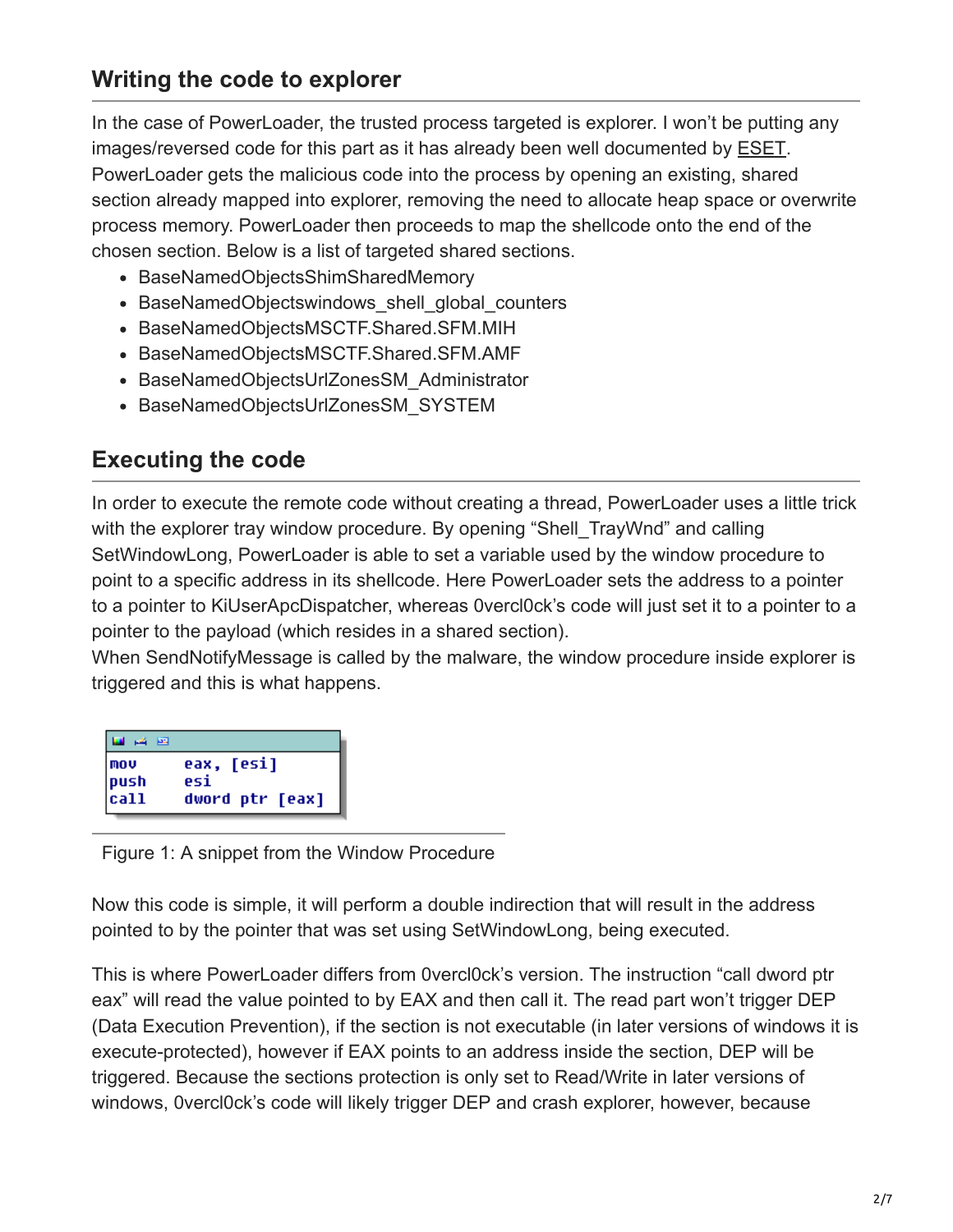## Writing the code to explorer

In the case of PowerLoader, the trusted process targeted is explorer. I won't be putting any images/reversed code for this part as it has already been well documented by ESET. PowerLoader gets the malicious code into the process by opening an existing, shared section already mapped into explorer, removing the need to allocate heap space or overwrite process memory. PowerLoader then proceeds to map the shellcode onto the end of the chosen section. Below is a list of targeted shared sections.

- BaseNamedObjectsShimSharedMemory
- BaseNamedObjectswindows_shell_global_counters
- BaseNamedObjectsMSCTF.Shared.SFM.MIH
- BaseNamedObjectsMSCTF.Shared.SFM.AMF
- BaseNamedObjectsUrlZonesSM_Administrator
- BaseNamedObjectsUrlZonesSM_SYSTEM

## Executing the code

In order to execute the remote code without creating a thread, PowerLoader uses a little trick with the explorer tray window procedure. By opening "Shell_TrayWnd" and calling SetWindowLong, PowerLoader is able to set a variable used by the window procedure to point to a specific address in its shellcode. Here PowerLoader sets the address to a pointer to a pointer to KiUserApcDispatcher, whereas 0vercl0ck's code will just set it to a pointer to a pointer to the payload (which resides in a shared section).
When SendNotifyMessage is called by the malware, the window procedure inside explorer is triggered and this is what happens.

```
mov     eax, [esi]
push    esi
call    dword ptr [eax]
```

Figure 1: A snippet from the Window Procedure

Now this code is simple, it will perform a double indirection that will result in the address pointed to by the pointer that was set using SetWindowLong, being executed.

This is where PowerLoader differs from 0vercl0ck's version. The instruction "call dword ptr eax" will read the value pointed to by EAX and then call it. The read part won't trigger DEP (Data Execution Prevention), if the section is not executable (in later versions of windows it is execute-protected), however if EAX points to an address inside the section, DEP will be triggered. Because the sections protection is only set to Read/Write in later versions of windows, 0vercl0ck's code will likely trigger DEP and crash explorer, however, because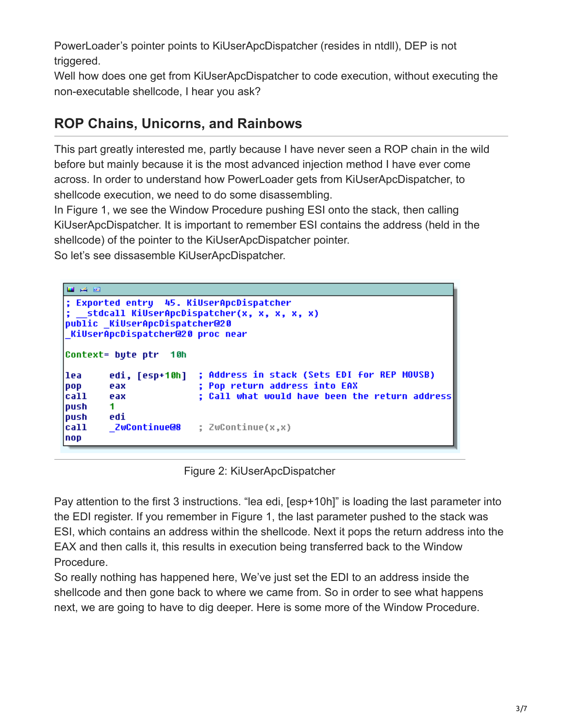PowerLoader's pointer points to KiUserApcDispatcher (resides in ntdll), DEP is not triggered.
Well how does one get from KiUserApcDispatcher to code execution, without executing the non-executable shellcode, I hear you ask?

## ROP Chains, Unicorns, and Rainbows

This part greatly interested me, partly because I have never seen a ROP chain in the wild before but mainly because it is the most advanced injection method I have ever come across. In order to understand how PowerLoader gets from KiUserApcDispatcher, to shellcode execution, we need to do some disassembling.
In Figure 1, we see the Window Procedure pushing ESI onto the stack, then calling KiUserApcDispatcher. It is important to remember ESI contains the address (held in the shellcode) of the pointer to the KiUserApcDispatcher pointer.
So let's see dissasemble KiUserApcDispatcher.

```
; Exported entry  45. KiUserApcDispatcher
; __stdcall KiUserApcDispatcher(x, x, x, x, x)
public _KiUserApcDispatcher@20
_KiUserApcDispatcher@20 proc near

Context= byte ptr  10h

lea     edi, [esp+10h]  ; Address in stack (Sets EDI for REP MOVSB)
pop     eax             ; Pop return address into EAX
call    eax             ; Call what would have been the return address
push    1
push    edi
call    _ZwContinue@8   ; ZwContinue(x,x)
nop
```

Figure 2: KiUserApcDispatcher

Pay attention to the first 3 instructions. "lea edi, [esp+10h]" is loading the last parameter into the EDI register. If you remember in Figure 1, the last parameter pushed to the stack was ESI, which contains an address within the shellcode. Next it pops the return address into the EAX and then calls it, this results in execution being transferred back to the Window Procedure.
So really nothing has happened here, We've just set the EDI to an address inside the shellcode and then gone back to where we came from. So in order to see what happens next, we are going to have to dig deeper. Here is some more of the Window Procedure.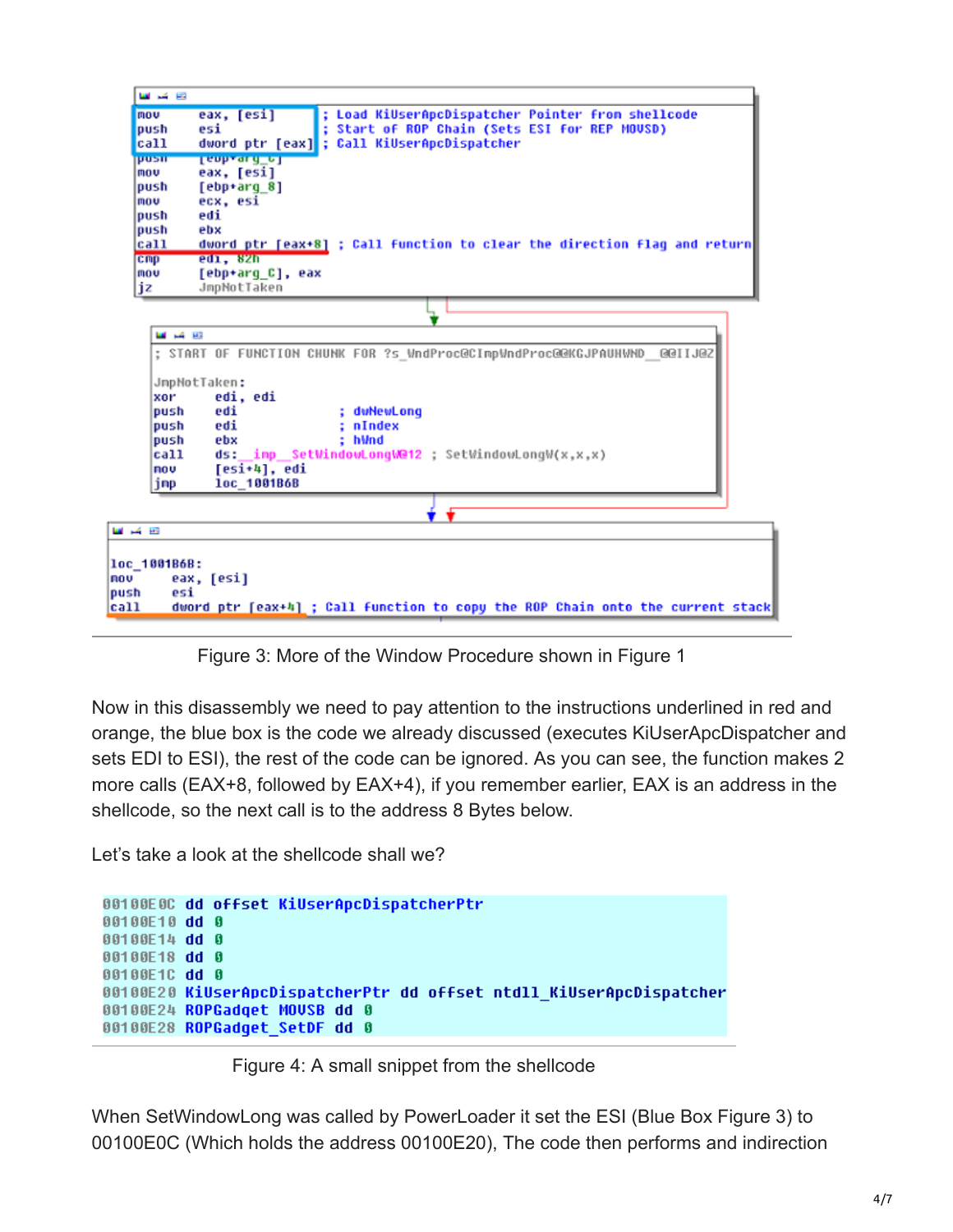```
mov     eax, [esi]              ; Load KiUserApcDispatcher Pointer from shellcode
push    esi                     ; Start of ROP Chain (Sets ESI for REP MOVSD)
call    dword ptr [eax]         ; Call KiUserApcDispatcher
push    [ebp+arg_C]
mov     eax, [esi]
push    [ebp+arg_8]
mov     ecx, esi
push    edi
push    ebx
call    dword ptr [eax+8]       ; Call function to clear the direction flag and return
cmp     edi, 82h
mov     [ebp+arg_C], eax
jz      JmpNotTaken
```

```
; START OF FUNCTION CHUNK FOR ?s_WndProc@CImpWndProc@@KGJPAUHWND__@@IIJ@Z

JmpNotTaken:
xor     edi, edi
push    edi                     ; dwNewLong
push    edi                     ; nIndex
push    ebx                     ; hWnd
call    ds:__imp__SetWindowLongW@12 ; SetWindowLongW(x,x,x)
mov     [esi+4], edi
jmp     loc_1001B6B
```

```
loc_1001B6B:
mov     eax, [esi]
push    esi
call    dword ptr [eax+4] ; Call function to copy the ROP Chain onto the current stack
```

Figure 3: More of the Window Procedure shown in Figure 1

Now in this disassembly we need to pay attention to the instructions underlined in red and orange, the blue box is the code we already discussed (executes KiUserApcDispatcher and sets EDI to ESI), the rest of the code can be ignored. As you can see, the function makes 2 more calls (EAX+8, followed by EAX+4), if you remember earlier, EAX is an address in the shellcode, so the next call is to the address 8 Bytes below.

Let's take a look at the shellcode shall we?

```
00100E0C dd offset KiUserApcDispatcherPtr
00100E10 dd 0
00100E14 dd 0
00100E18 dd 0
00100E1C dd 0
00100E20 KiUserApcDispatcherPtr dd offset ntdll_KiUserApcDispatcher
00100E24 ROPGadget_MOVSB dd 0
00100E28 ROPGadget_SetDF dd 0
```

Figure 4: A small snippet from the shellcode

When SetWindowLong was called by PowerLoader it set the ESI (Blue Box Figure 3) to 00100E0C (Which holds the address 00100E20), The code then performs and indirection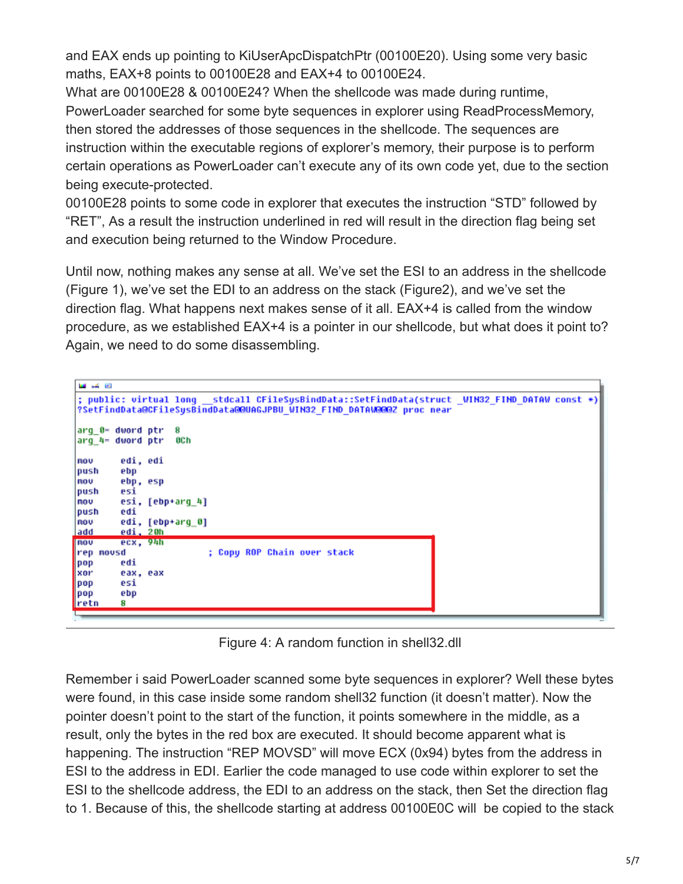and EAX ends up pointing to KiUserApcDispatchPtr (00100E20). Using some very basic maths, EAX+8 points to 00100E28 and EAX+4 to 00100E24.
What are 00100E28 & 00100E24? When the shellcode was made during runtime, PowerLoader searched for some byte sequences in explorer using ReadProcessMemory, then stored the addresses of those sequences in the shellcode. The sequences are instruction within the executable regions of explorer's memory, their purpose is to perform certain operations as PowerLoader can't execute any of its own code yet, due to the section being execute-protected.
00100E28 points to some code in explorer that executes the instruction "STD" followed by "RET", As a result the instruction underlined in red will result in the direction flag being set and execution being returned to the Window Procedure.

Until now, nothing makes any sense at all. We've set the ESI to an address in the shellcode (Figure 1), we've set the EDI to an address on the stack (Figure2), and we've set the direction flag. What happens next makes sense of it all. EAX+4 is called from the window procedure, as we established EAX+4 is a pointer in our shellcode, but what does it point to? Again, we need to do some disassembling.

```
; public: virtual long __stdcall CFileSysBindData::SetFindData(struct _WIN32_FIND_DATAW const *)
?SetFindData@CFileSysBindData@@UAGJPBU_WIN32_FIND_DATAW@@@Z proc near

arg_0= dword ptr  8
arg_4= dword ptr  0Ch

mov     edi, edi
push    ebp
mov     ebp, esp
push    esi
mov     esi, [ebp+arg_4]
push    edi
mov     edi, [ebp+arg_0]
add     edi, 20h
mov     ecx, 94h
rep movsd                   ; Copy ROP Chain over stack
pop     edi
xor     eax, eax
pop     esi
pop     ebp
retn    8
```

Figure 4: A random function in shell32.dll

Remember i said PowerLoader scanned some byte sequences in explorer? Well these bytes were found, in this case inside some random shell32 function (it doesn't matter). Now the pointer doesn't point to the start of the function, it points somewhere in the middle, as a result, only the bytes in the red box are executed. It should become apparent what is happening. The instruction "REP MOVSD" will move ECX (0x94) bytes from the address in ESI to the address in EDI. Earlier the code managed to use code within explorer to set the ESI to the shellcode address, the EDI to an address on the stack, then Set the direction flag to 1. Because of this, the shellcode starting at address 00100E0C will be copied to the stack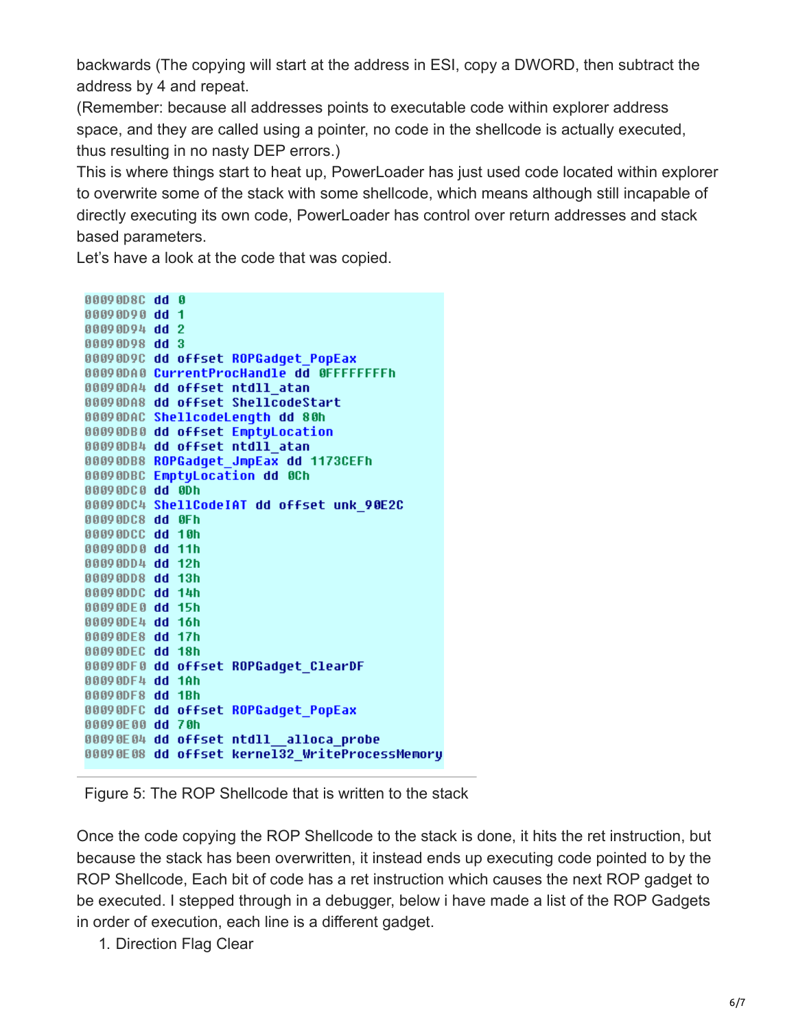backwards (The copying will start at the address in ESI, copy a DWORD, then subtract the address by 4 and repeat.

(Remember: because all addresses points to executable code within explorer address space, and they are called using a pointer, no code in the shellcode is actually executed, thus resulting in no nasty DEP errors.)

This is where things start to heat up, PowerLoader has just used code located within explorer to overwrite some of the stack with some shellcode, which means although still incapable of directly executing its own code, PowerLoader has control over return addresses and stack based parameters.

Let's have a look at the code that was copied.

```
00090D8C dd 0
00090D90 dd 1
00090D94 dd 2
00090D98 dd 3
00090D9C dd offset ROPGadget_PopEax
00090DA0 CurrentProcHandle dd 0FFFFFFFFh
00090DA4 dd offset ntdll_atan
00090DA8 dd offset ShellcodeStart
00090DAC ShellcodeLength dd 80h
00090DB0 dd offset EmptyLocation
00090DB4 dd offset ntdll_atan
00090DB8 ROPGadget_JmpEax dd 1173CEFh
00090DBC EmptyLocation dd 0Ch
00090DC0 dd 0Dh
00090DC4 ShellCodeIAT dd offset unk_90E2C
00090DC8 dd 0Fh
00090DCC dd 10h
00090DD0 dd 11h
00090DD4 dd 12h
00090DD8 dd 13h
00090DDC dd 14h
00090DE0 dd 15h
00090DE4 dd 16h
00090DE8 dd 17h
00090DEC dd 18h
00090DF0 dd offset ROPGadget_ClearDF
00090DF4 dd 1Ah
00090DF8 dd 1Bh
00090DFC dd offset ROPGadget_PopEax
00090E00 dd 70h
00090E04 dd offset ntdll__alloca_probe
00090E08 dd offset kernel32_WriteProcessMemory
```

Figure 5: The ROP Shellcode that is written to the stack

Once the code copying the ROP Shellcode to the stack is done, it hits the ret instruction, but because the stack has been overwritten, it instead ends up executing code pointed to by the ROP Shellcode, Each bit of code has a ret instruction which causes the next ROP gadget to be executed. I stepped through in a debugger, below i have made a list of the ROP Gadgets in order of execution, each line is a different gadget.

1. Direction Flag Clear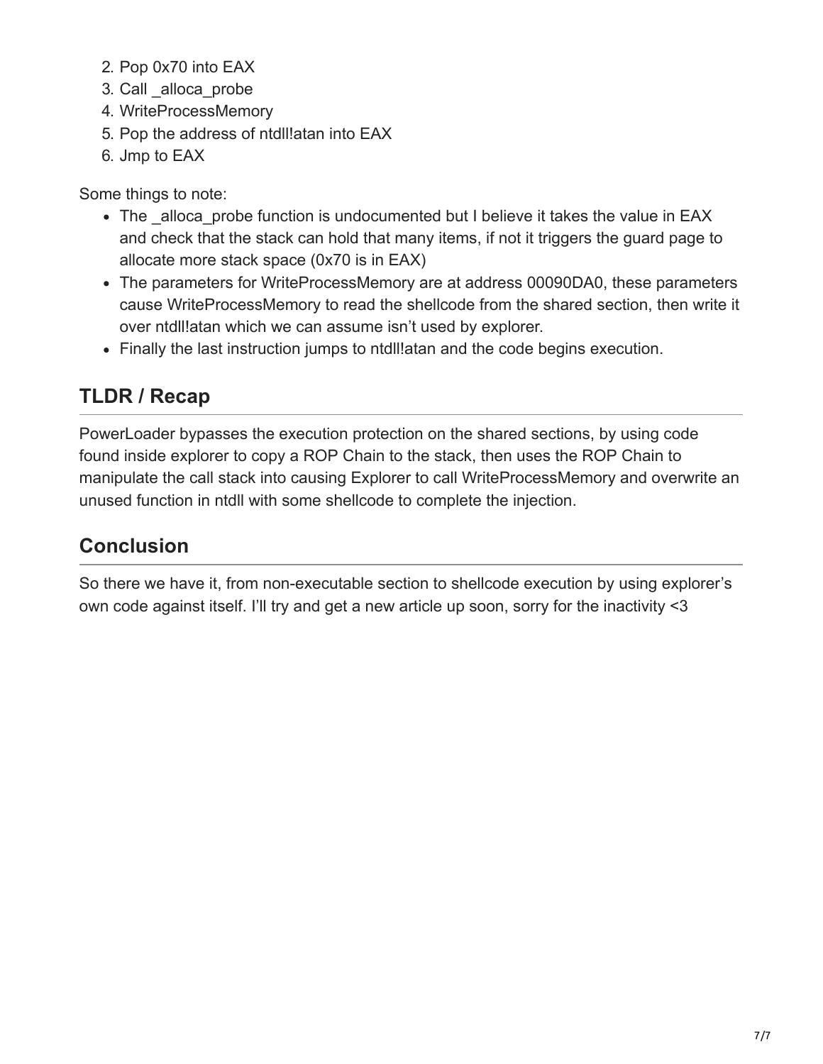2. Pop 0x70 into EAX
3. Call _alloca_probe
4. WriteProcessMemory
5. Pop the address of ntdll!atan into EAX
6. Jmp to EAX

Some things to note:

- The _alloca_probe function is undocumented but I believe it takes the value in EAX and check that the stack can hold that many items, if not it triggers the guard page to allocate more stack space (0x70 is in EAX)
- The parameters for WriteProcessMemory are at address 00090DA0, these parameters cause WriteProcessMemory to read the shellcode from the shared section, then write it over ntdll!atan which we can assume isn't used by explorer.
- Finally the last instruction jumps to ntdll!atan and the code begins execution.

## TLDR / Recap

PowerLoader bypasses the execution protection on the shared sections, by using code found inside explorer to copy a ROP Chain to the stack, then uses the ROP Chain to manipulate the call stack into causing Explorer to call WriteProcessMemory and overwrite an unused function in ntdll with some shellcode to complete the injection.

## Conclusion

So there we have it, from non-executable section to shellcode execution by using explorer's own code against itself. I'll try and get a new article up soon, sorry for the inactivity <3